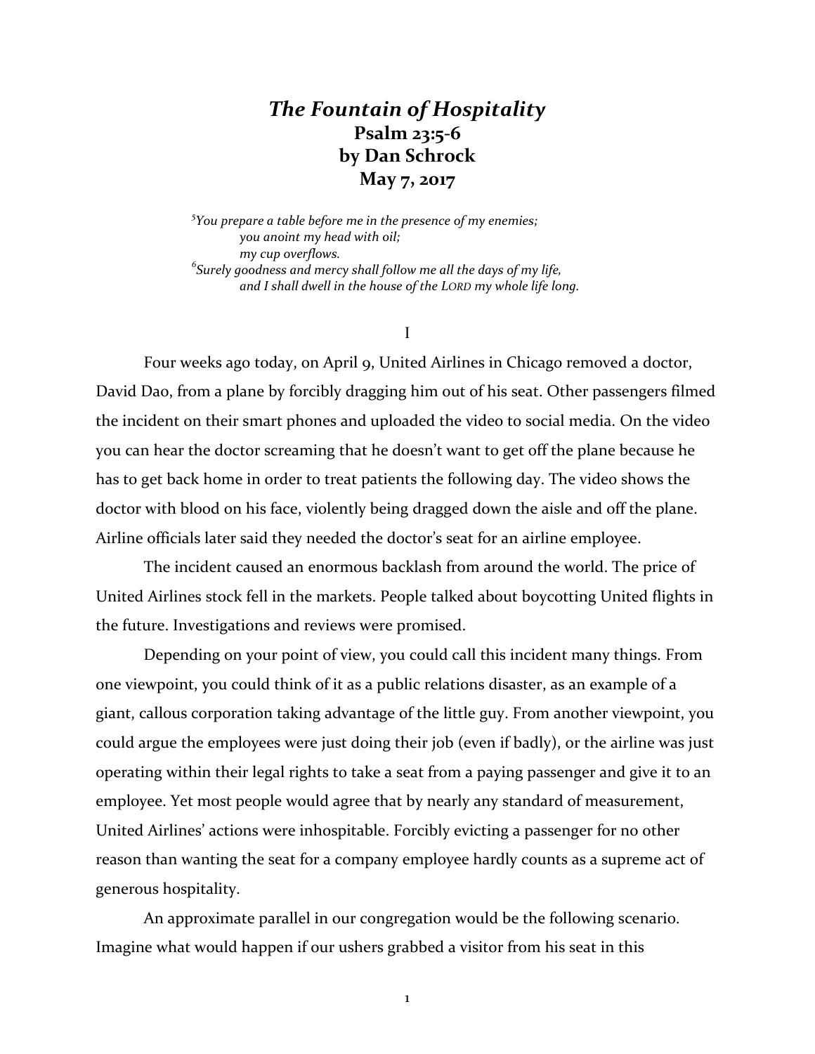# *The Fountain of Hospitality*

## Psalm 23:5-6

## by Dan Schrock

## May 7, 2017

> [5]*You prepare a table before me in the presence of my enemies;*
> *you anoint my head with oil;*
> *my cup overflows.*
> [6]*Surely goodness and mercy shall follow me all the days of my life,*
> *and I shall dwell in the house of the LORD my whole life long.*

I

Four weeks ago today, on April 9, United Airlines in Chicago removed a doctor, David Dao, from a plane by forcibly dragging him out of his seat. Other passengers filmed the incident on their smart phones and uploaded the video to social media. On the video you can hear the doctor screaming that he doesn't want to get off the plane because he has to get back home in order to treat patients the following day. The video shows the doctor with blood on his face, violently being dragged down the aisle and off the plane. Airline officials later said they needed the doctor's seat for an airline employee.

The incident caused an enormous backlash from around the world. The price of United Airlines stock fell in the markets. People talked about boycotting United flights in the future. Investigations and reviews were promised.

Depending on your point of view, you could call this incident many things. From one viewpoint, you could think of it as a public relations disaster, as an example of a giant, callous corporation taking advantage of the little guy. From another viewpoint, you could argue the employees were just doing their job (even if badly), or the airline was just operating within their legal rights to take a seat from a paying passenger and give it to an employee. Yet most people would agree that by nearly any standard of measurement, United Airlines' actions were inhospitable. Forcibly evicting a passenger for no other reason than wanting the seat for a company employee hardly counts as a supreme act of generous hospitality.

An approximate parallel in our congregation would be the following scenario. Imagine what would happen if our ushers grabbed a visitor from his seat in this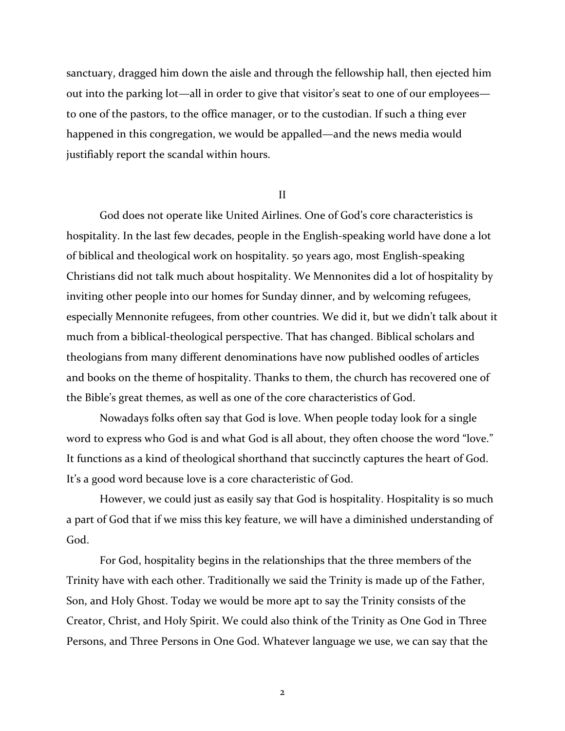sanctuary, dragged him down the aisle and through the fellowship hall, then ejected him out into the parking lot—all in order to give that visitor's seat to one of our employees—to one of the pastors, to the office manager, or to the custodian. If such a thing ever happened in this congregation, we would be appalled—and the news media would justifiably report the scandal within hours.

## II

God does not operate like United Airlines. One of God's core characteristics is hospitality. In the last few decades, people in the English-speaking world have done a lot of biblical and theological work on hospitality. 50 years ago, most English-speaking Christians did not talk much about hospitality. We Mennonites did a lot of hospitality by inviting other people into our homes for Sunday dinner, and by welcoming refugees, especially Mennonite refugees, from other countries. We did it, but we didn't talk about it much from a biblical-theological perspective. That has changed. Biblical scholars and theologians from many different denominations have now published oodles of articles and books on the theme of hospitality. Thanks to them, the church has recovered one of the Bible's great themes, as well as one of the core characteristics of God.

Nowadays folks often say that God is love. When people today look for a single word to express who God is and what God is all about, they often choose the word "love." It functions as a kind of theological shorthand that succinctly captures the heart of God. It's a good word because love is a core characteristic of God.

However, we could just as easily say that God is hospitality. Hospitality is so much a part of God that if we miss this key feature, we will have a diminished understanding of God.

For God, hospitality begins in the relationships that the three members of the Trinity have with each other. Traditionally we said the Trinity is made up of the Father, Son, and Holy Ghost. Today we would be more apt to say the Trinity consists of the Creator, Christ, and Holy Spirit. We could also think of the Trinity as One God in Three Persons, and Three Persons in One God. Whatever language we use, we can say that the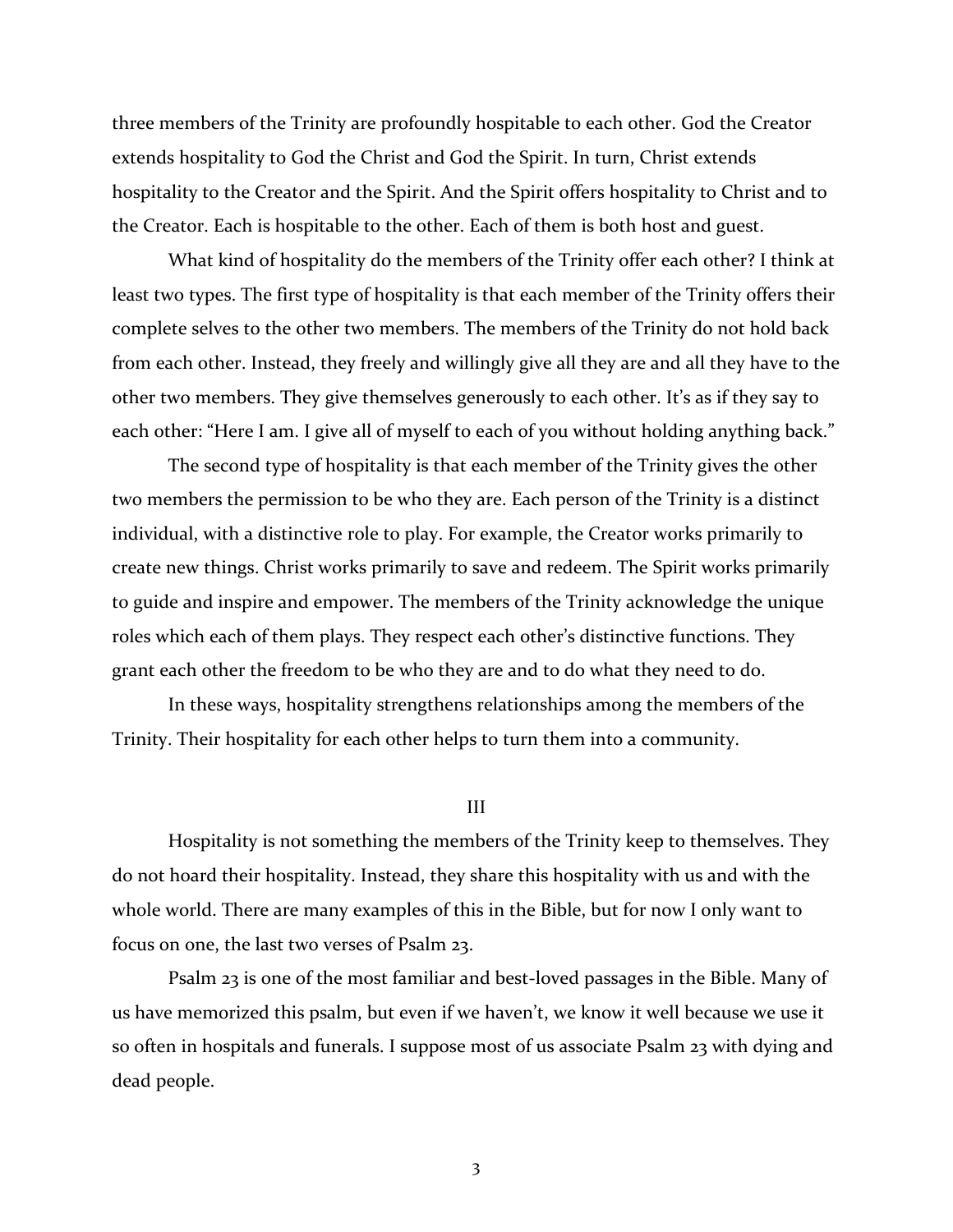three members of the Trinity are profoundly hospitable to each other. God the Creator extends hospitality to God the Christ and God the Spirit. In turn, Christ extends hospitality to the Creator and the Spirit. And the Spirit offers hospitality to Christ and to the Creator. Each is hospitable to the other. Each of them is both host and guest.

What kind of hospitality do the members of the Trinity offer each other? I think at least two types. The first type of hospitality is that each member of the Trinity offers their complete selves to the other two members. The members of the Trinity do not hold back from each other. Instead, they freely and willingly give all they are and all they have to the other two members. They give themselves generously to each other. It's as if they say to each other: "Here I am. I give all of myself to each of you without holding anything back."

The second type of hospitality is that each member of the Trinity gives the other two members the permission to be who they are. Each person of the Trinity is a distinct individual, with a distinctive role to play. For example, the Creator works primarily to create new things. Christ works primarily to save and redeem. The Spirit works primarily to guide and inspire and empower. The members of the Trinity acknowledge the unique roles which each of them plays. They respect each other's distinctive functions. They grant each other the freedom to be who they are and to do what they need to do.

In these ways, hospitality strengthens relationships among the members of the Trinity. Their hospitality for each other helps to turn them into a community.

## III

Hospitality is not something the members of the Trinity keep to themselves. They do not hoard their hospitality. Instead, they share this hospitality with us and with the whole world. There are many examples of this in the Bible, but for now I only want to focus on one, the last two verses of Psalm 23.

Psalm 23 is one of the most familiar and best-loved passages in the Bible. Many of us have memorized this psalm, but even if we haven't, we know it well because we use it so often in hospitals and funerals. I suppose most of us associate Psalm 23 with dying and dead people.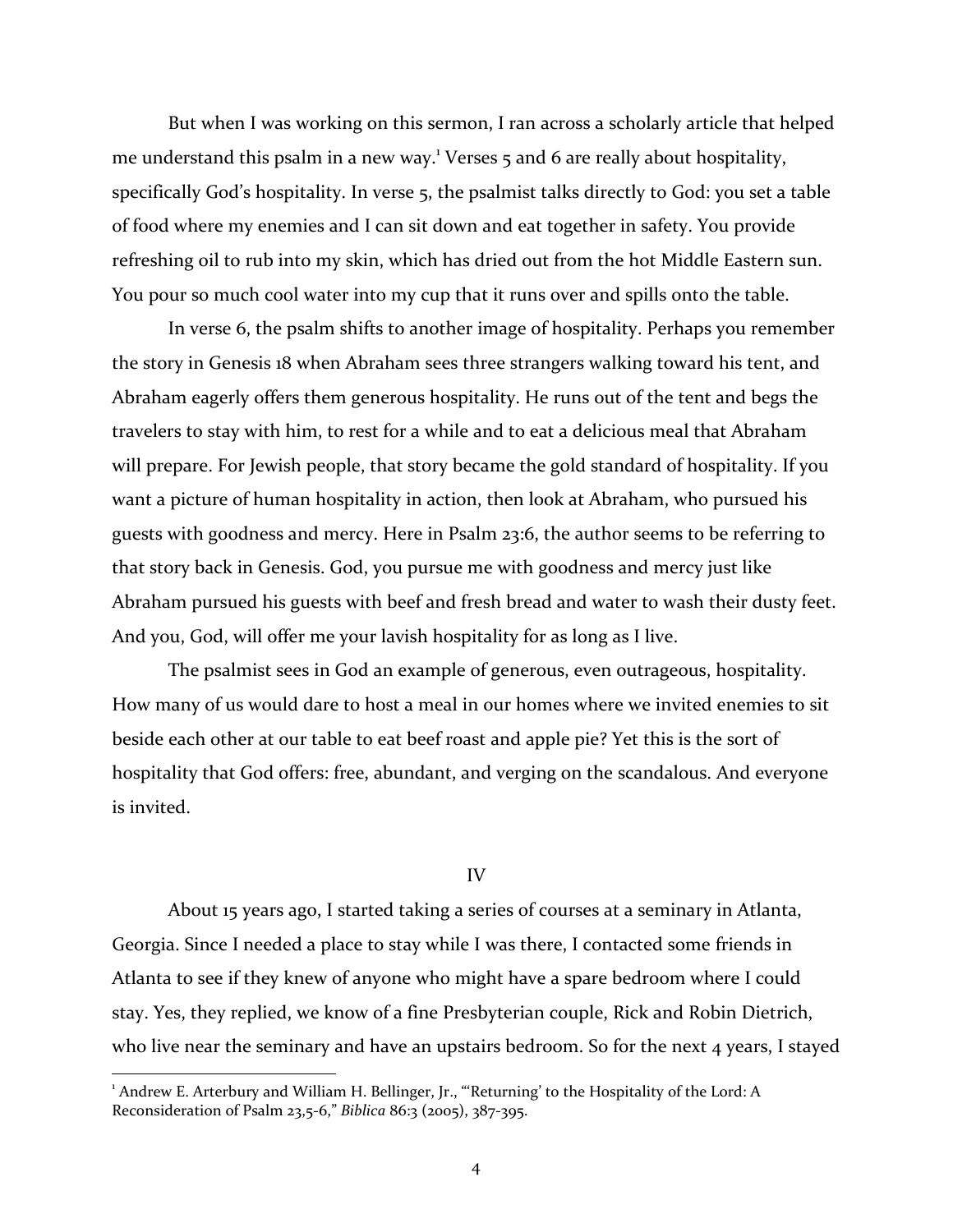But when I was working on this sermon, I ran across a scholarly article that helped me understand this psalm in a new way.[1] Verses 5 and 6 are really about hospitality, specifically God's hospitality. In verse 5, the psalmist talks directly to God: you set a table of food where my enemies and I can sit down and eat together in safety. You provide refreshing oil to rub into my skin, which has dried out from the hot Middle Eastern sun. You pour so much cool water into my cup that it runs over and spills onto the table.

In verse 6, the psalm shifts to another image of hospitality. Perhaps you remember the story in Genesis 18 when Abraham sees three strangers walking toward his tent, and Abraham eagerly offers them generous hospitality. He runs out of the tent and begs the travelers to stay with him, to rest for a while and to eat a delicious meal that Abraham will prepare. For Jewish people, that story became the gold standard of hospitality. If you want a picture of human hospitality in action, then look at Abraham, who pursued his guests with goodness and mercy. Here in Psalm 23:6, the author seems to be referring to that story back in Genesis. God, you pursue me with goodness and mercy just like Abraham pursued his guests with beef and fresh bread and water to wash their dusty feet. And you, God, will offer me your lavish hospitality for as long as I live.

The psalmist sees in God an example of generous, even outrageous, hospitality. How many of us would dare to host a meal in our homes where we invited enemies to sit beside each other at our table to eat beef roast and apple pie? Yet this is the sort of hospitality that God offers: free, abundant, and verging on the scandalous. And everyone is invited.

## IV

About 15 years ago, I started taking a series of courses at a seminary in Atlanta, Georgia. Since I needed a place to stay while I was there, I contacted some friends in Atlanta to see if they knew of anyone who might have a spare bedroom where I could stay. Yes, they replied, we know of a fine Presbyterian couple, Rick and Robin Dietrich, who live near the seminary and have an upstairs bedroom. So for the next 4 years, I stayed

---

[1] Andrew E. Arterbury and William H. Bellinger, Jr., "'Returning' to the Hospitality of the Lord: A Reconsideration of Psalm 23,5-6," *Biblica* 86:3 (2005), 387-395.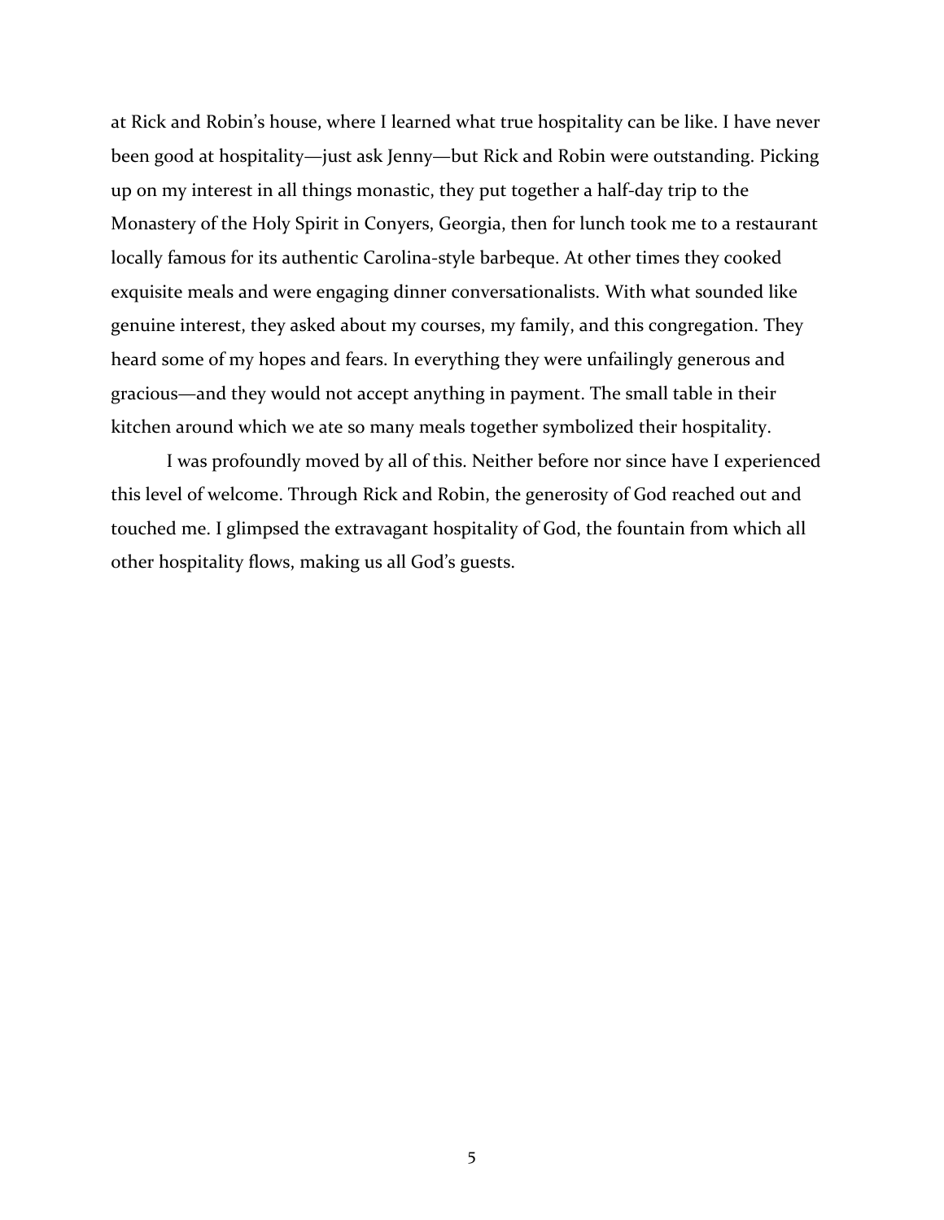at Rick and Robin's house, where I learned what true hospitality can be like. I have never been good at hospitality—just ask Jenny—but Rick and Robin were outstanding. Picking up on my interest in all things monastic, they put together a half-day trip to the Monastery of the Holy Spirit in Conyers, Georgia, then for lunch took me to a restaurant locally famous for its authentic Carolina-style barbeque. At other times they cooked exquisite meals and were engaging dinner conversationalists. With what sounded like genuine interest, they asked about my courses, my family, and this congregation. They heard some of my hopes and fears. In everything they were unfailingly generous and gracious—and they would not accept anything in payment. The small table in their kitchen around which we ate so many meals together symbolized their hospitality.

I was profoundly moved by all of this. Neither before nor since have I experienced this level of welcome. Through Rick and Robin, the generosity of God reached out and touched me. I glimpsed the extravagant hospitality of God, the fountain from which all other hospitality flows, making us all God's guests.